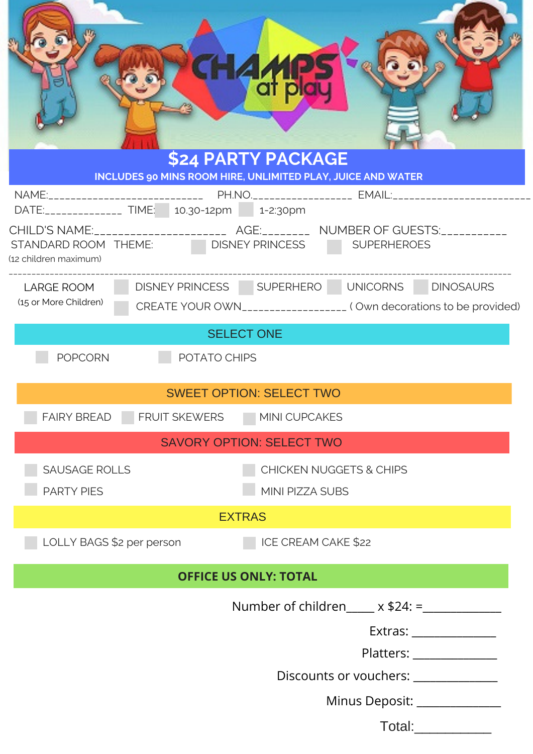# $24 PARTY PACKAGE

**INCLUDES 90 MINS ROOM HIRE, UNLIMITED PLAY, JUICE AND WATER**

NAME:___________________________ PH.NO._________________ EMAIL:________________________

DATE:______________ TIME: ☐ 10.30-12pm ☐ 1-2:30pm

CHILD'S NAME:_____________________ AGE:________ NUMBER OF GUESTS:___________

STANDARD ROOM THEME: ☐ DISNEY PRINCESS ☐ SUPERHEROES

(12 children maximum)

---

LARGE ROOM ☐ DISNEY PRINCESS ☐ SUPERHERO ☐ UNICORNS ☐ DINOSAURS

(15 or More Children) ☐ CREATE YOUR OWN__________________ ( Own decorations to be provided)

## SELECT ONE

☐ POPCORN ☐ POTATO CHIPS

## SWEET OPTION: SELECT TWO

☐ FAIRY BREAD ☐ FRUIT SKEWERS ☐ MINI CUPCAKES

## SAVORY OPTION: SELECT TWO

☐ SAUSAGE ROLLS ☐ CHICKEN NUGGETS & CHIPS

☐ PARTY PIES ☐ MINI PIZZA SUBS

## EXTRAS

☐ LOLLY BAGS $2 per person ☐ ICE CREAM CAKE $22

## OFFICE US ONLY: TOTAL

Number of children____ x $24: =____________

Extras: ______________

Platters: ______________

Discounts or vouchers: ______________

Minus Deposit: ______________

Total:____________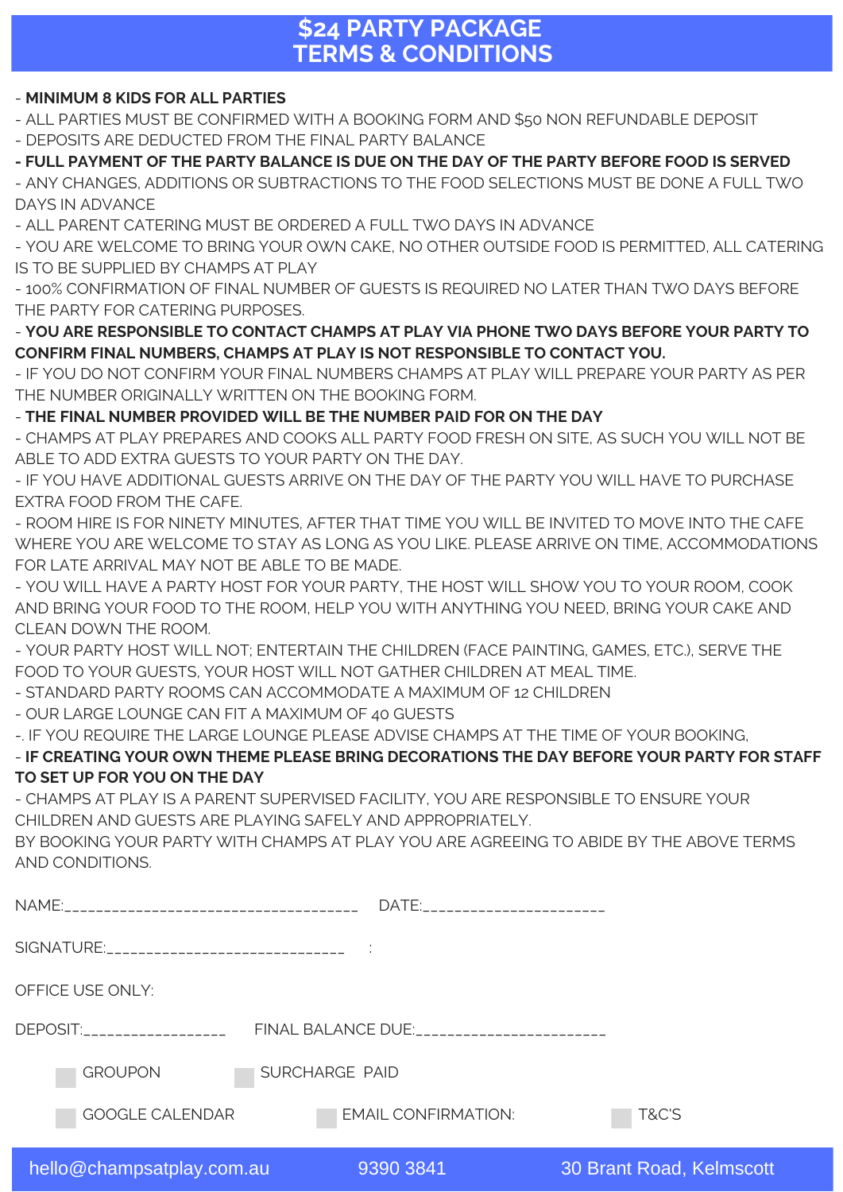# $24 PARTY PACKAGE
# TERMS & CONDITIONS

- **MINIMUM 8 KIDS FOR ALL PARTIES**
- ALL PARTIES MUST BE CONFIRMED WITH A BOOKING FORM AND $50 NON REFUNDABLE DEPOSIT
- DEPOSITS ARE DEDUCTED FROM THE FINAL PARTY BALANCE
- **FULL PAYMENT OF THE PARTY BALANCE IS DUE ON THE DAY OF THE PARTY BEFORE FOOD IS SERVED**
- ANY CHANGES, ADDITIONS OR SUBTRACTIONS TO THE FOOD SELECTIONS MUST BE DONE A FULL TWO DAYS IN ADVANCE
- ALL PARENT CATERING MUST BE ORDERED A FULL TWO DAYS IN ADVANCE
- YOU ARE WELCOME TO BRING YOUR OWN CAKE, NO OTHER OUTSIDE FOOD IS PERMITTED, ALL CATERING IS TO BE SUPPLIED BY CHAMPS AT PLAY
- 100% CONFIRMATION OF FINAL NUMBER OF GUESTS IS REQUIRED NO LATER THAN TWO DAYS BEFORE THE PARTY FOR CATERING PURPOSES.
- **YOU ARE RESPONSIBLE TO CONTACT CHAMPS AT PLAY VIA PHONE TWO DAYS BEFORE YOUR PARTY TO CONFIRM FINAL NUMBERS, CHAMPS AT PLAY IS NOT RESPONSIBLE TO CONTACT YOU.**
- IF YOU DO NOT CONFIRM YOUR FINAL NUMBERS CHAMPS AT PLAY WILL PREPARE YOUR PARTY AS PER THE NUMBER ORIGINALLY WRITTEN ON THE BOOKING FORM.
- **THE FINAL NUMBER PROVIDED WILL BE THE NUMBER PAID FOR ON THE DAY**
- CHAMPS AT PLAY PREPARES AND COOKS ALL PARTY FOOD FRESH ON SITE, AS SUCH YOU WILL NOT BE ABLE TO ADD EXTRA GUESTS TO YOUR PARTY ON THE DAY.
- IF YOU HAVE ADDITIONAL GUESTS ARRIVE ON THE DAY OF THE PARTY YOU WILL HAVE TO PURCHASE EXTRA FOOD FROM THE CAFE.
- ROOM HIRE IS FOR NINETY MINUTES, AFTER THAT TIME YOU WILL BE INVITED TO MOVE INTO THE CAFE WHERE YOU ARE WELCOME TO STAY AS LONG AS YOU LIKE. PLEASE ARRIVE ON TIME, ACCOMMODATIONS FOR LATE ARRIVAL MAY NOT BE ABLE TO BE MADE.
- YOU WILL HAVE A PARTY HOST FOR YOUR PARTY, THE HOST WILL SHOW YOU TO YOUR ROOM, COOK AND BRING YOUR FOOD TO THE ROOM, HELP YOU WITH ANYTHING YOU NEED, BRING YOUR CAKE AND CLEAN DOWN THE ROOM.
- YOUR PARTY HOST WILL NOT; ENTERTAIN THE CHILDREN (FACE PAINTING, GAMES, ETC.), SERVE THE FOOD TO YOUR GUESTS, YOUR HOST WILL NOT GATHER CHILDREN AT MEAL TIME.
- STANDARD PARTY ROOMS CAN ACCOMMODATE A MAXIMUM OF 12 CHILDREN
- OUR LARGE LOUNGE CAN FIT A MAXIMUM OF 40 GUESTS
-. IF YOU REQUIRE THE LARGE LOUNGE PLEASE ADVISE CHAMPS AT THE TIME OF YOUR BOOKING,
- **IF CREATING YOUR OWN THEME PLEASE BRING DECORATIONS THE DAY BEFORE YOUR PARTY FOR STAFF TO SET UP FOR YOU ON THE DAY**
- CHAMPS AT PLAY IS A PARENT SUPERVISED FACILITY, YOU ARE RESPONSIBLE TO ENSURE YOUR CHILDREN AND GUESTS ARE PLAYING SAFELY AND APPROPRIATELY.

BY BOOKING YOUR PARTY WITH CHAMPS AT PLAY YOU ARE AGREEING TO ABIDE BY THE ABOVE TERMS AND CONDITIONS.

NAME:____________________________________ DATE:______________________

SIGNATURE:_____________________________ :

OFFICE USE ONLY:

DEPOSIT:_________________ FINAL BALANCE DUE:_______________________

☐ GROUPON ☐ SURCHARGE PAID

☐ GOOGLE CALENDAR ☐ EMAIL CONFIRMATION: ☐ T&C'S

hello@champsatplay.com.au 9390 3841 30 Brant Road, Kelmscott